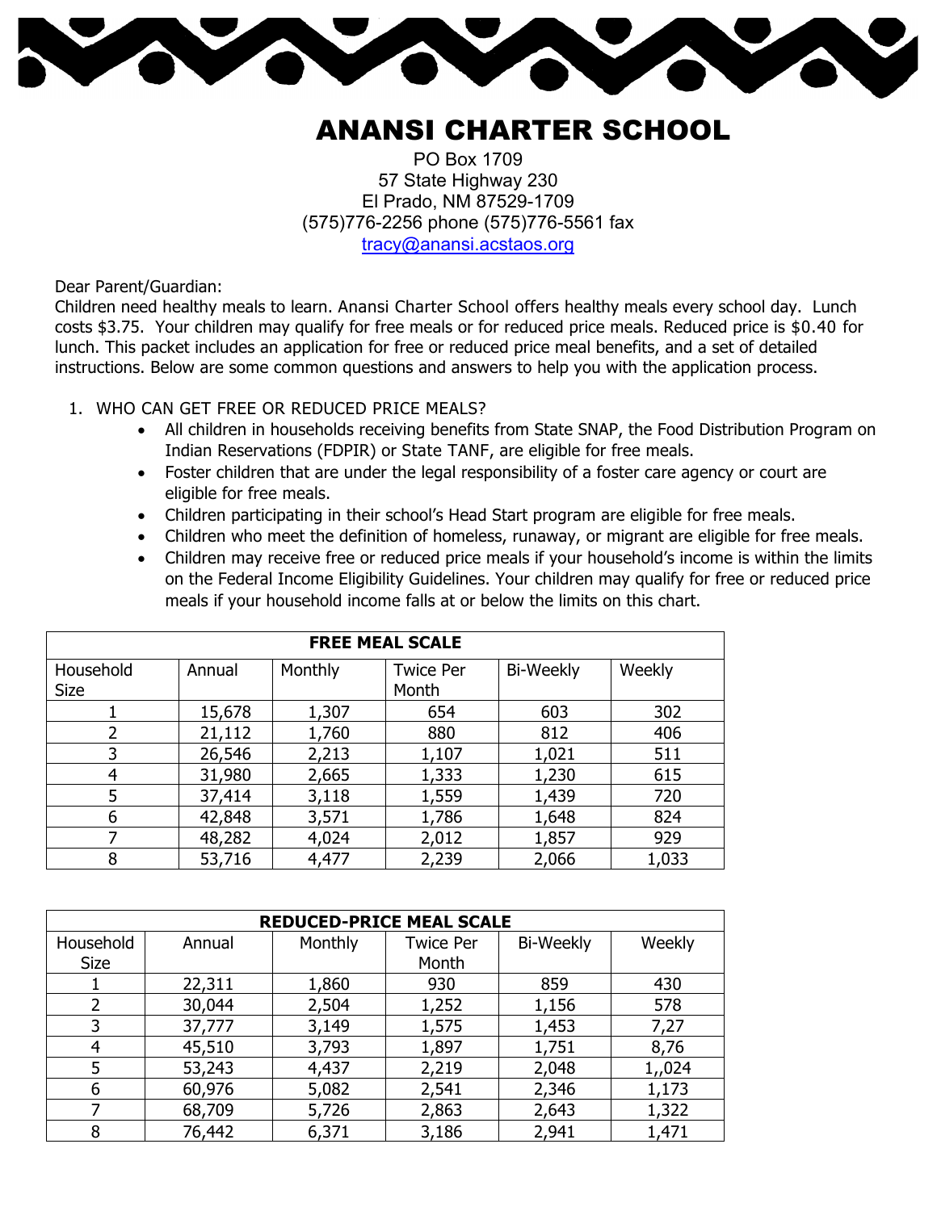# ANANSI CHARTER SCHOOL

PO Box 1709
57 State Highway 230
El Prado, NM 87529-1709
(575)776-2256 phone (575)776-5561 fax
tracy@anansi.acstaos.org

Dear Parent/Guardian:
Children need healthy meals to learn. Anansi Charter School offers healthy meals every school day. Lunch costs $3.75. Your children may qualify for free meals or for reduced price meals. Reduced price is $0.40 for lunch. This packet includes an application for free or reduced price meal benefits, and a set of detailed instructions. Below are some common questions and answers to help you with the application process.

1. WHO CAN GET FREE OR REDUCED PRICE MEALS?
   - All children in households receiving benefits from State SNAP, the Food Distribution Program on Indian Reservations (FDPIR) or State TANF, are eligible for free meals.
   - Foster children that are under the legal responsibility of a foster care agency or court are eligible for free meals.
   - Children participating in their school's Head Start program are eligible for free meals.
   - Children who meet the definition of homeless, runaway, or migrant are eligible for free meals.
   - Children may receive free or reduced price meals if your household's income is within the limits on the Federal Income Eligibility Guidelines. Your children may qualify for free or reduced price meals if your household income falls at or below the limits on this chart.

| **FREE MEAL SCALE** | | | | | |
|---|---|---|---|---|---|
| Household Size | Annual | Monthly | Twice Per Month | Bi-Weekly | Weekly |
| 1 | 15,678 | 1,307 | 654 | 603 | 302 |
| 2 | 21,112 | 1,760 | 880 | 812 | 406 |
| 3 | 26,546 | 2,213 | 1,107 | 1,021 | 511 |
| 4 | 31,980 | 2,665 | 1,333 | 1,230 | 615 |
| 5 | 37,414 | 3,118 | 1,559 | 1,439 | 720 |
| 6 | 42,848 | 3,571 | 1,786 | 1,648 | 824 |
| 7 | 48,282 | 4,024 | 2,012 | 1,857 | 929 |
| 8 | 53,716 | 4,477 | 2,239 | 2,066 | 1,033 |

| **REDUCED-PRICE MEAL SCALE** | | | | | |
|---|---|---|---|---|---|
| Household Size | Annual | Monthly | Twice Per Month | Bi-Weekly | Weekly |
| 1 | 22,311 | 1,860 | 930 | 859 | 430 |
| 2 | 30,044 | 2,504 | 1,252 | 1,156 | 578 |
| 3 | 37,777 | 3,149 | 1,575 | 1,453 | 7,27 |
| 4 | 45,510 | 3,793 | 1,897 | 1,751 | 8,76 |
| 5 | 53,243 | 4,437 | 2,219 | 2,048 | 1,,024 |
| 6 | 60,976 | 5,082 | 2,541 | 2,346 | 1,173 |
| 7 | 68,709 | 5,726 | 2,863 | 2,643 | 1,322 |
| 8 | 76,442 | 6,371 | 3,186 | 2,941 | 1,471 |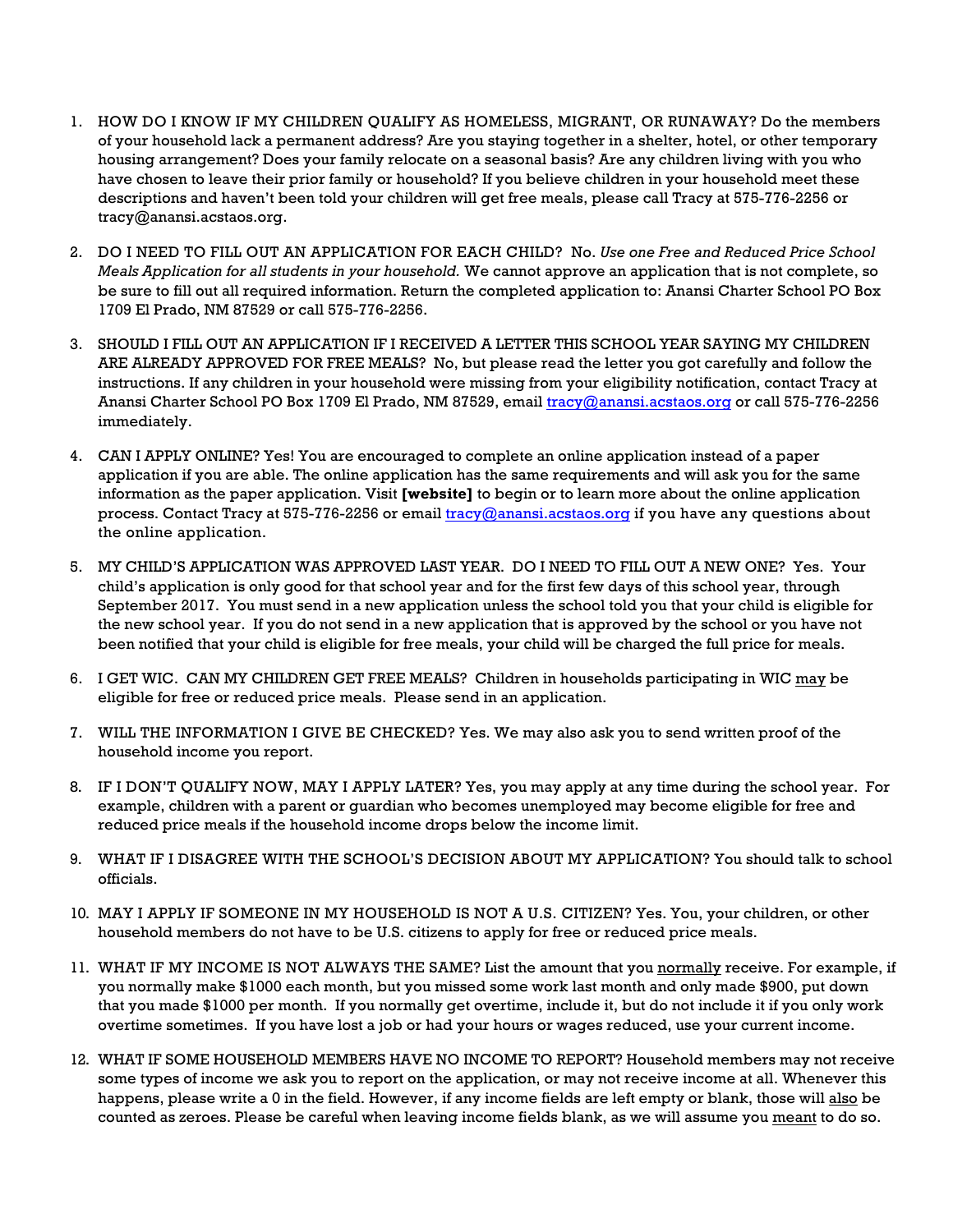1. HOW DO I KNOW IF MY CHILDREN QUALIFY AS HOMELESS, MIGRANT, OR RUNAWAY? Do the members of your household lack a permanent address? Are you staying together in a shelter, hotel, or other temporary housing arrangement? Does your family relocate on a seasonal basis? Are any children living with you who have chosen to leave their prior family or household? If you believe children in your household meet these descriptions and haven't been told your children will get free meals, please call Tracy at 575-776-2256 or tracy@anansi.acstaos.org.

2. DO I NEED TO FILL OUT AN APPLICATION FOR EACH CHILD? No. *Use one Free and Reduced Price School Meals Application for all students in your household.* We cannot approve an application that is not complete, so be sure to fill out all required information. Return the completed application to: Anansi Charter School PO Box 1709 El Prado, NM 87529 or call 575-776-2256.

3. SHOULD I FILL OUT AN APPLICATION IF I RECEIVED A LETTER THIS SCHOOL YEAR SAYING MY CHILDREN ARE ALREADY APPROVED FOR FREE MEALS? No, but please read the letter you got carefully and follow the instructions. If any children in your household were missing from your eligibility notification, contact Tracy at Anansi Charter School PO Box 1709 El Prado, NM 87529, email tracy@anansi.acstaos.org or call 575-776-2256 immediately.

4. CAN I APPLY ONLINE? Yes! You are encouraged to complete an online application instead of a paper application if you are able. The online application has the same requirements and will ask you for the same information as the paper application. Visit **[website]** to begin or to learn more about the online application process. Contact Tracy at 575-776-2256 or email tracy@anansi.acstaos.org if you have any questions about the online application.

5. MY CHILD'S APPLICATION WAS APPROVED LAST YEAR. DO I NEED TO FILL OUT A NEW ONE? Yes. Your child's application is only good for that school year and for the first few days of this school year, through September 2017. You must send in a new application unless the school told you that your child is eligible for the new school year. If you do not send in a new application that is approved by the school or you have not been notified that your child is eligible for free meals, your child will be charged the full price for meals.

6. I GET WIC. CAN MY CHILDREN GET FREE MEALS? Children in households participating in WIC may be eligible for free or reduced price meals. Please send in an application.

7. WILL THE INFORMATION I GIVE BE CHECKED? Yes. We may also ask you to send written proof of the household income you report.

8. IF I DON'T QUALIFY NOW, MAY I APPLY LATER? Yes, you may apply at any time during the school year. For example, children with a parent or guardian who becomes unemployed may become eligible for free and reduced price meals if the household income drops below the income limit.

9. WHAT IF I DISAGREE WITH THE SCHOOL'S DECISION ABOUT MY APPLICATION? You should talk to school officials.

10. MAY I APPLY IF SOMEONE IN MY HOUSEHOLD IS NOT A U.S. CITIZEN? Yes. You, your children, or other household members do not have to be U.S. citizens to apply for free or reduced price meals.

11. WHAT IF MY INCOME IS NOT ALWAYS THE SAME? List the amount that you normally receive. For example, if you normally make $1000 each month, but you missed some work last month and only made $900, put down that you made $1000 per month. If you normally get overtime, include it, but do not include it if you only work overtime sometimes. If you have lost a job or had your hours or wages reduced, use your current income.

12. WHAT IF SOME HOUSEHOLD MEMBERS HAVE NO INCOME TO REPORT? Household members may not receive some types of income we ask you to report on the application, or may not receive income at all. Whenever this happens, please write a 0 in the field. However, if any income fields are left empty or blank, those will also be counted as zeroes. Please be careful when leaving income fields blank, as we will assume you meant to do so.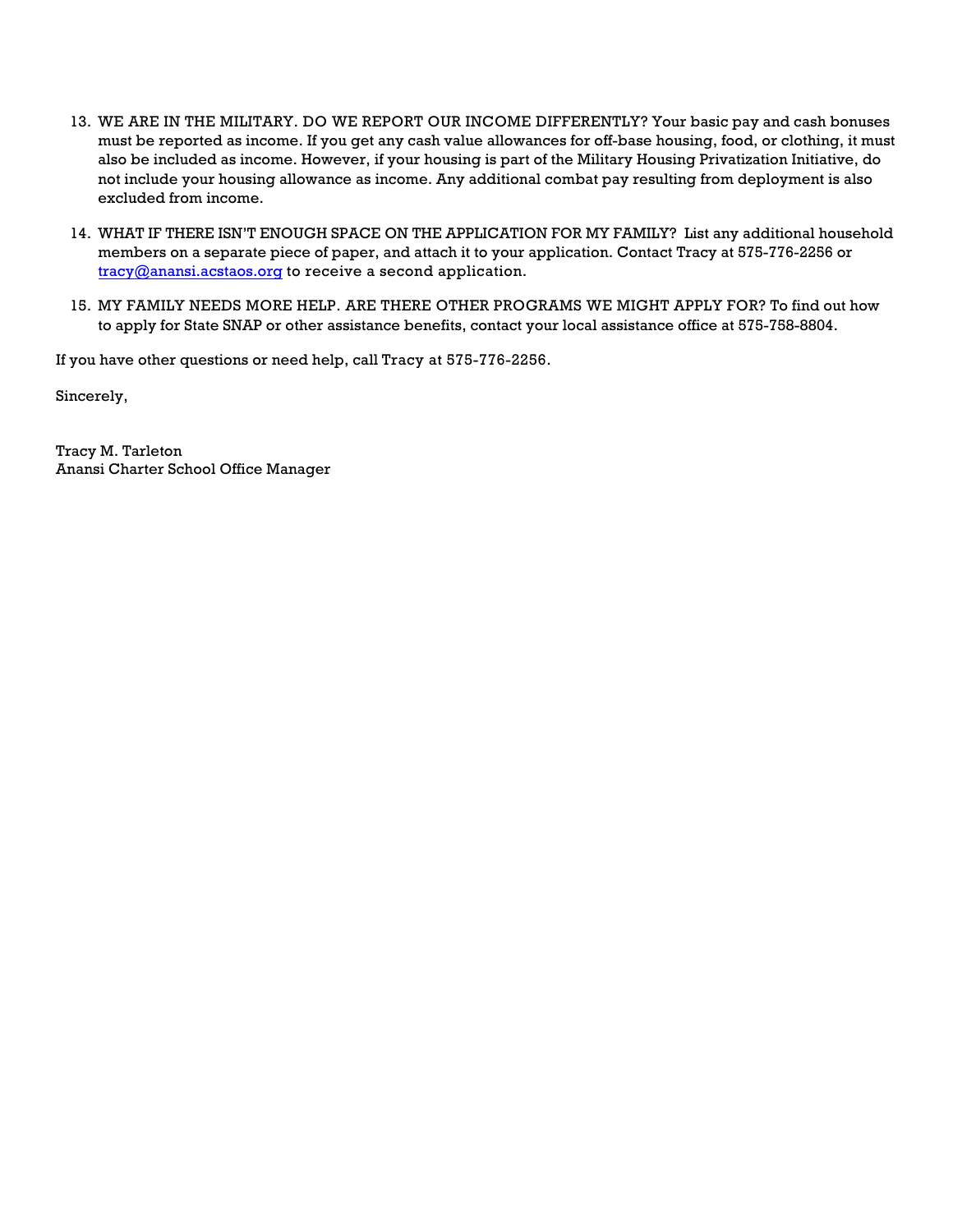13. WE ARE IN THE MILITARY. DO WE REPORT OUR INCOME DIFFERENTLY? Your basic pay and cash bonuses must be reported as income. If you get any cash value allowances for off-base housing, food, or clothing, it must also be included as income. However, if your housing is part of the Military Housing Privatization Initiative, do not include your housing allowance as income. Any additional combat pay resulting from deployment is also excluded from income.

14. WHAT IF THERE ISN'T ENOUGH SPACE ON THE APPLICATION FOR MY FAMILY? List any additional household members on a separate piece of paper, and attach it to your application. Contact Tracy at 575-776-2256 or tracy@anansi.acstaos.org to receive a second application.

15. MY FAMILY NEEDS MORE HELP. ARE THERE OTHER PROGRAMS WE MIGHT APPLY FOR? To find out how to apply for State SNAP or other assistance benefits, contact your local assistance office at 575-758-8804.

If you have other questions or need help, call Tracy at 575-776-2256.

Sincerely,

Tracy M. Tarleton
Anansi Charter School Office Manager